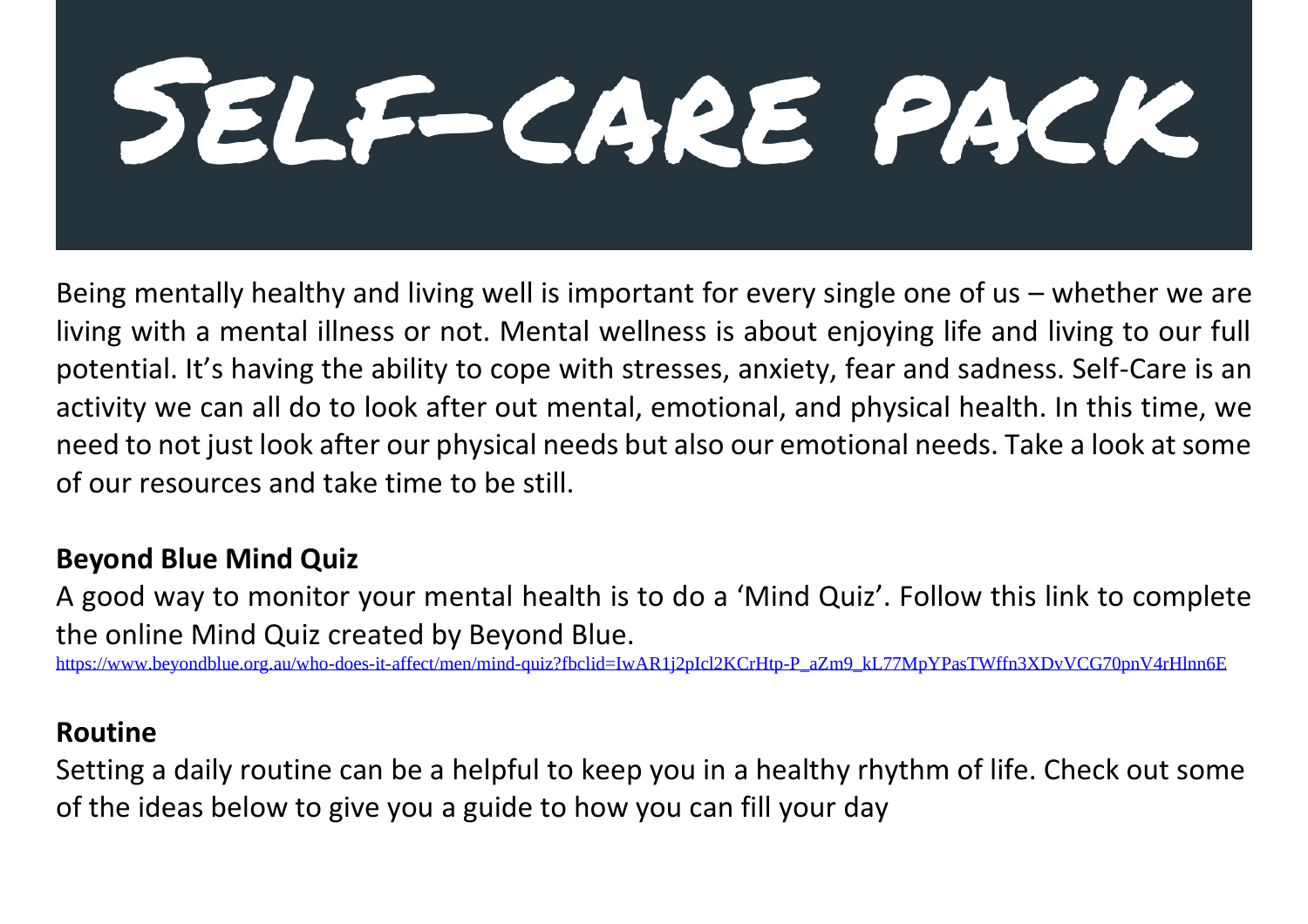# SELF-CARE PACK

Being mentally healthy and living well is important for every single one of us – whether we are living with a mental illness or not. Mental wellness is about enjoying life and living to our full potential. It's having the ability to cope with stresses, anxiety, fear and sadness. Self-Care is an activity we can all do to look after out mental, emotional, and physical health. In this time, we need to not just look after our physical needs but also our emotional needs. Take a look at some of our resources and take time to be still.

**Beyond Blue Mind Quiz**

A good way to monitor your mental health is to do a 'Mind Quiz'. Follow this link to complete the online Mind Quiz created by Beyond Blue.
https://www.beyondblue.org.au/who-does-it-affect/men/mind-quiz?fbclid=IwAR1j2pIcl2KCrHtp-P_aZm9_kL77MpYPasTWffn3XDvVCG70pnV4rHlnn6E

**Routine**

Setting a daily routine can be a helpful to keep you in a healthy rhythm of life. Check out some of the ideas below to give you a guide to how you can fill your day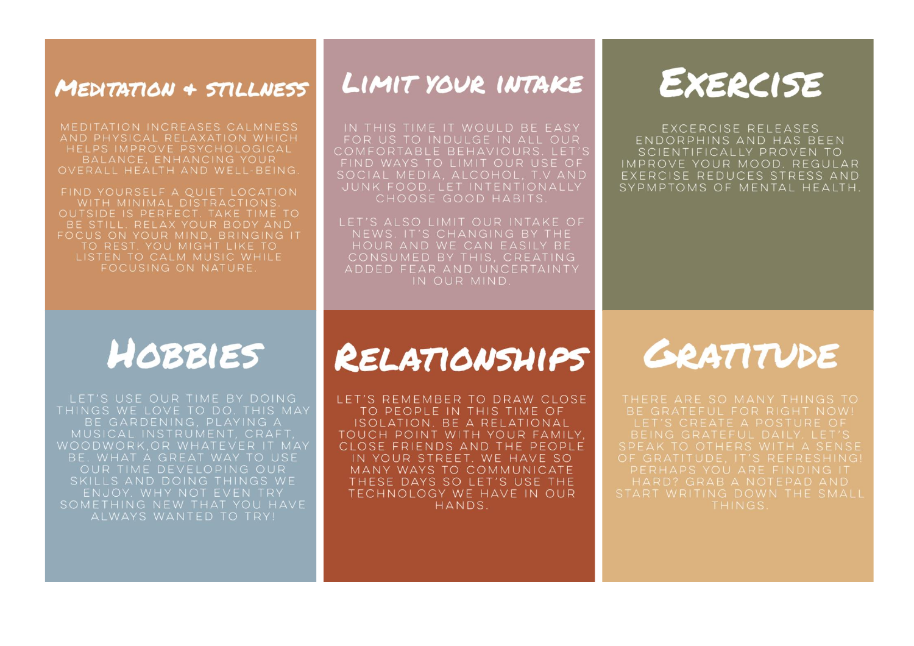## Meditation + stillness

MEDITATION INCREASES CALMNESS AND PHYSICAL RELAXATION WHICH HELPS IMPROVE PSYCHOLOGICAL BALANCE, ENHANCING YOUR OVERALL HEALTH AND WELL-BEING.

FIND YOURSELF A QUIET LOCATION WITH MINIMAL DISTRACTIONS. OUTSIDE IS PERFECT. TAKE TIME TO BE STILL. RELAX YOUR BODY AND FOCUS ON YOUR MIND, BRINGING IT TO REST. YOU MIGHT LIKE TO LISTEN TO CALM MUSIC WHILE FOCUSING ON NATURE.

## Limit your intake

IN THIS TIME IT WOULD BE EASY FOR US TO INDULGE IN ALL OUR COMFORTABLE BEHAVIOURS. LET'S FIND WAYS TO LIMIT OUR USE OF SOCIAL MEDIA, ALCOHOL, T.V AND JUNK FOOD. LET INTENTIONALLY CHOOSE GOOD HABITS.

LET'S ALSO LIMIT OUR INTAKE OF NEWS. IT'S CHANGING BY THE HOUR AND WE CAN EASILY BE CONSUMED BY THIS, CREATING ADDED FEAR AND UNCERTAINTY IN OUR MIND.

## Exercise

EXCERCISE RELEASES ENDORPHINS AND HAS BEEN SCIENTIFICALLY PROVEN TO IMPROVE YOUR MOOD. REGULAR EXERCISE REDUCES STRESS AND SYPMPTOMS OF MENTAL HEALTH.

## Hobbies

LET'S USE OUR TIME BY DOING THINGS WE LOVE TO DO. THIS MAY BE GARDENING, PLAYING A MUSICAL INSTRUMENT, CRAFT, WOODWORK,OR WHATEVER IT MAY BE. WHAT A GREAT WAY TO USE OUR TIME DEVELOPING OUR SKILLS AND DOING THINGS WE ENJOY. WHY NOT EVEN TRY SOMETHING NEW THAT YOU HAVE ALWAYS WANTED TO TRY!

## Relationships

LET'S REMEMBER TO DRAW CLOSE TO PEOPLE IN THIS TIME OF ISOLATION. BE A RELATIONAL TOUCH POINT WITH YOUR FAMILY, CLOSE FRIENDS AND THE PEOPLE IN YOUR STREET. WE HAVE SO MANY WAYS TO COMMUNICATE THESE DAYS SO LET'S USE THE TECHNOLOGY WE HAVE IN OUR HANDS.

## Gratitude

THERE ARE SO MANY THINGS TO BE GRATEFUL FOR RIGHT NOW! LET'S CREATE A POSTURE OF BEING GRATEFUL DAILY. LET'S SPEAK TO OTHERS WITH A SENSE OF GRATITUDE, IT'S REFRESHING! PERHAPS YOU ARE FINDING IT HARD? GRAB A NOTEPAD AND START WRITING DOWN THE SMALL THINGS.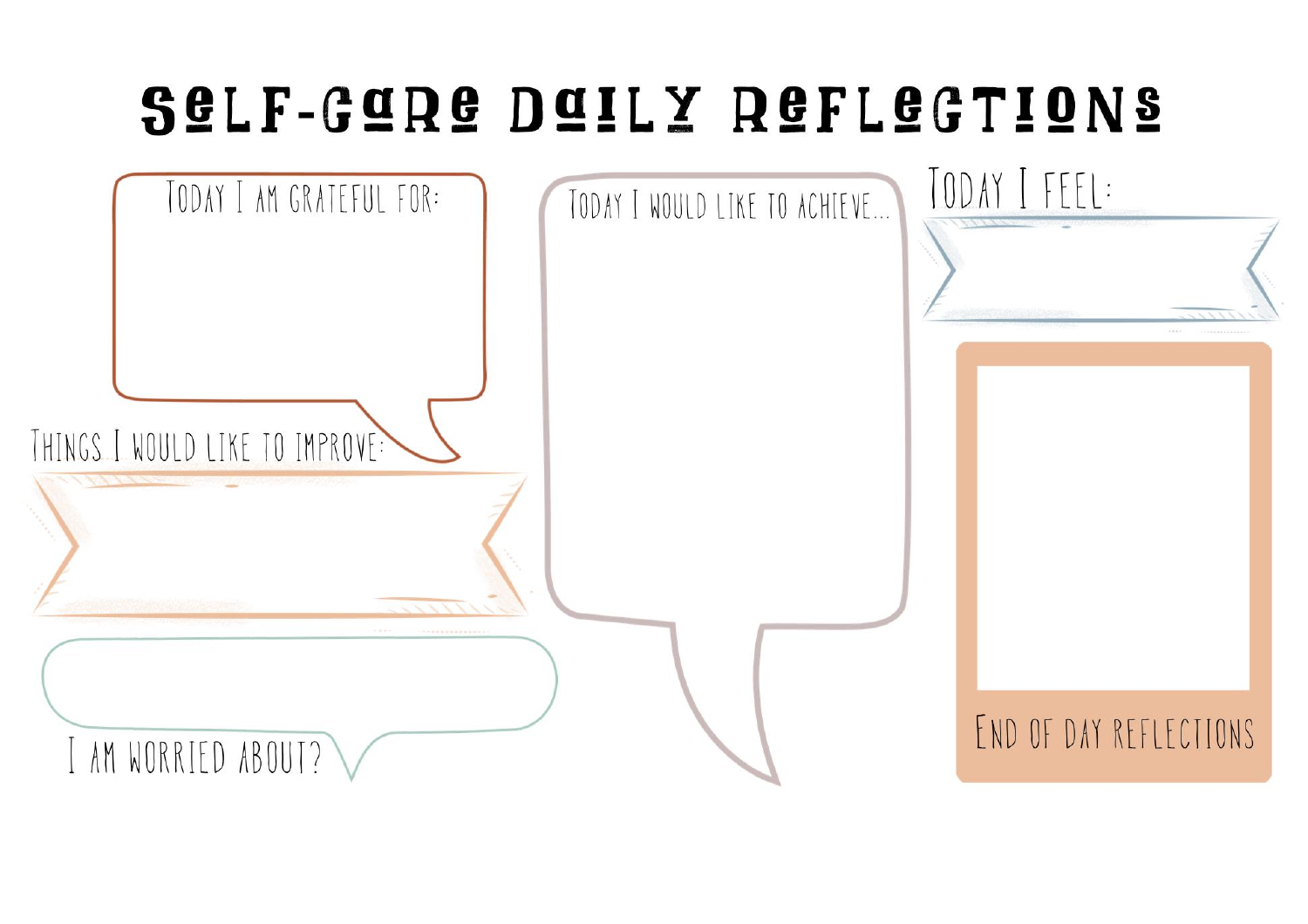# Self-Care Daily Reflections

TODAY I AM GRATEFUL FOR:

THINGS I WOULD LIKE TO IMPROVE:

I AM WORRIED ABOUT?

TODAY I WOULD LIKE TO ACHIEVE...

TODAY I FEEL:

END OF DAY REFLECTIONS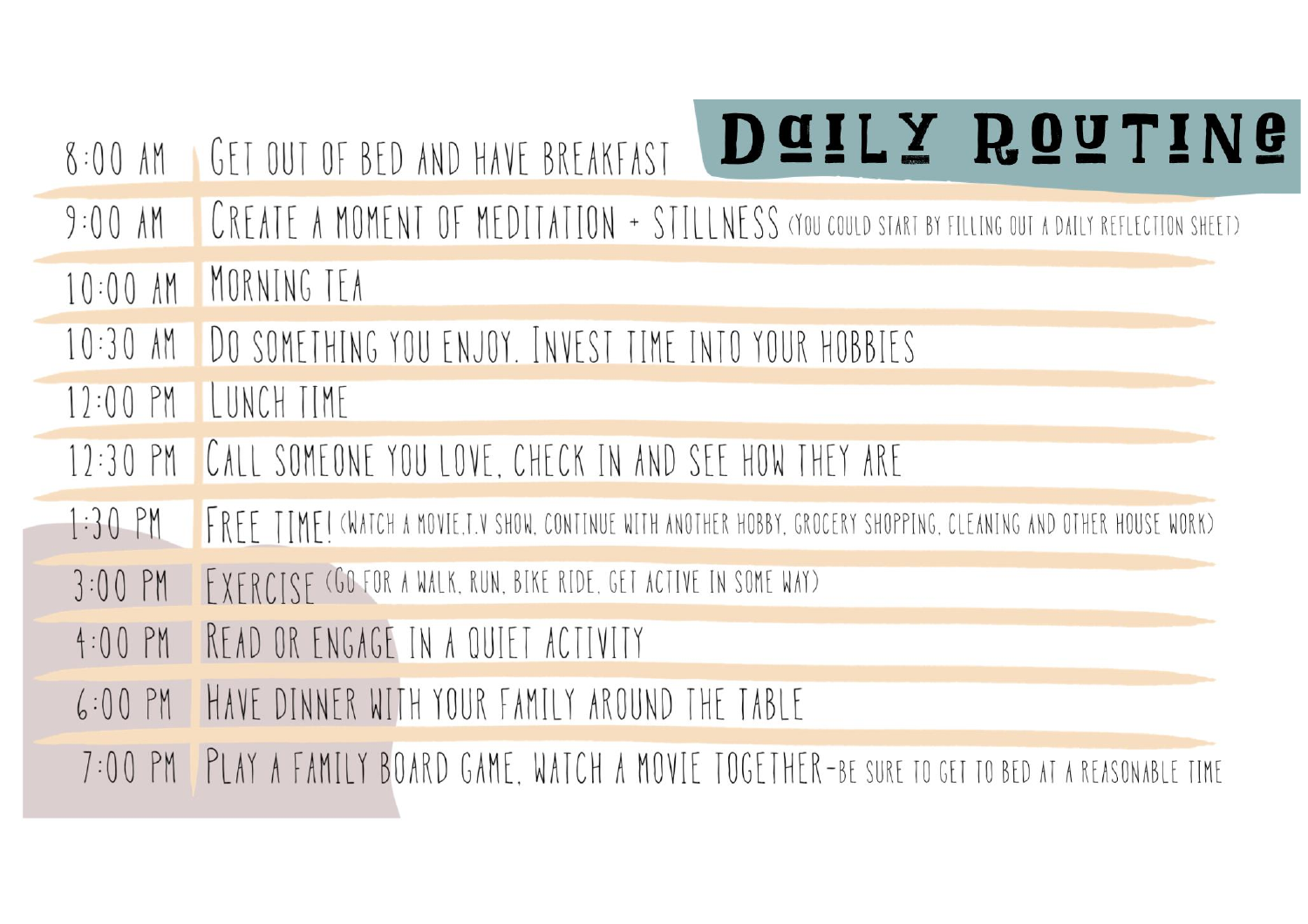# Daily Routine

| Time | Activity |
| --- | --- |
| 8:00 AM | Get out of bed and have breakfast |
| 9:00 AM | Create a moment of meditation + stillness (You could start by filling out a daily reflection sheet) |
| 10:00 AM | Morning tea |
| 10:30 AM | Do something you enjoy. Invest time into your hobbies |
| 12:00 PM | Lunch time |
| 12:30 PM | Call someone you love, check in and see how they are |
| 1:30 PM | Free time! (Watch a movie, T.V show, continue with another hobby, grocery shopping, cleaning and other house work) |
| 3:00 PM | Exercise (Go for a walk, run, bike ride, get active in some way) |
| 4:00 PM | Read or engage in a quiet activity |
| 6:00 PM | Have dinner with your family around the table |
| 7:00 PM | Play a family board game, watch a movie together - be sure to get to bed at a reasonable time |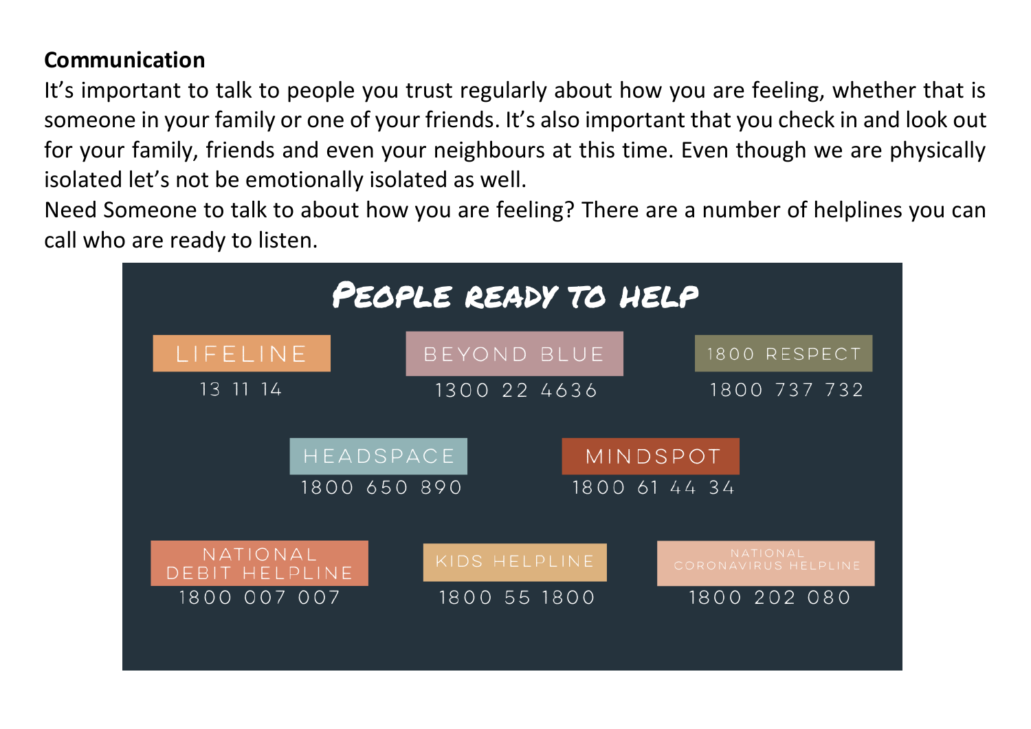**Communication**

It's important to talk to people you trust regularly about how you are feeling, whether that is someone in your family or one of your friends. It's also important that you check in and look out for your family, friends and even your neighbours at this time. Even though we are physically isolated let's not be emotionally isolated as well.

Need Someone to talk to about how you are feeling? There are a number of helplines you can call who are ready to listen.

## People ready to help

LIFELINE
13 11 14

BEYOND BLUE
1300 22 4636

1800 RESPECT
1800 737 732

HEADSPACE
1800 650 890

MINDSPOT
1800 61 44 34

NATIONAL DEBIT HELPLINE
1800 007 007

KIDS HELPLINE
1800 55 1800

NATIONAL CORONAVIRUS HELPLINE
1800 202 080